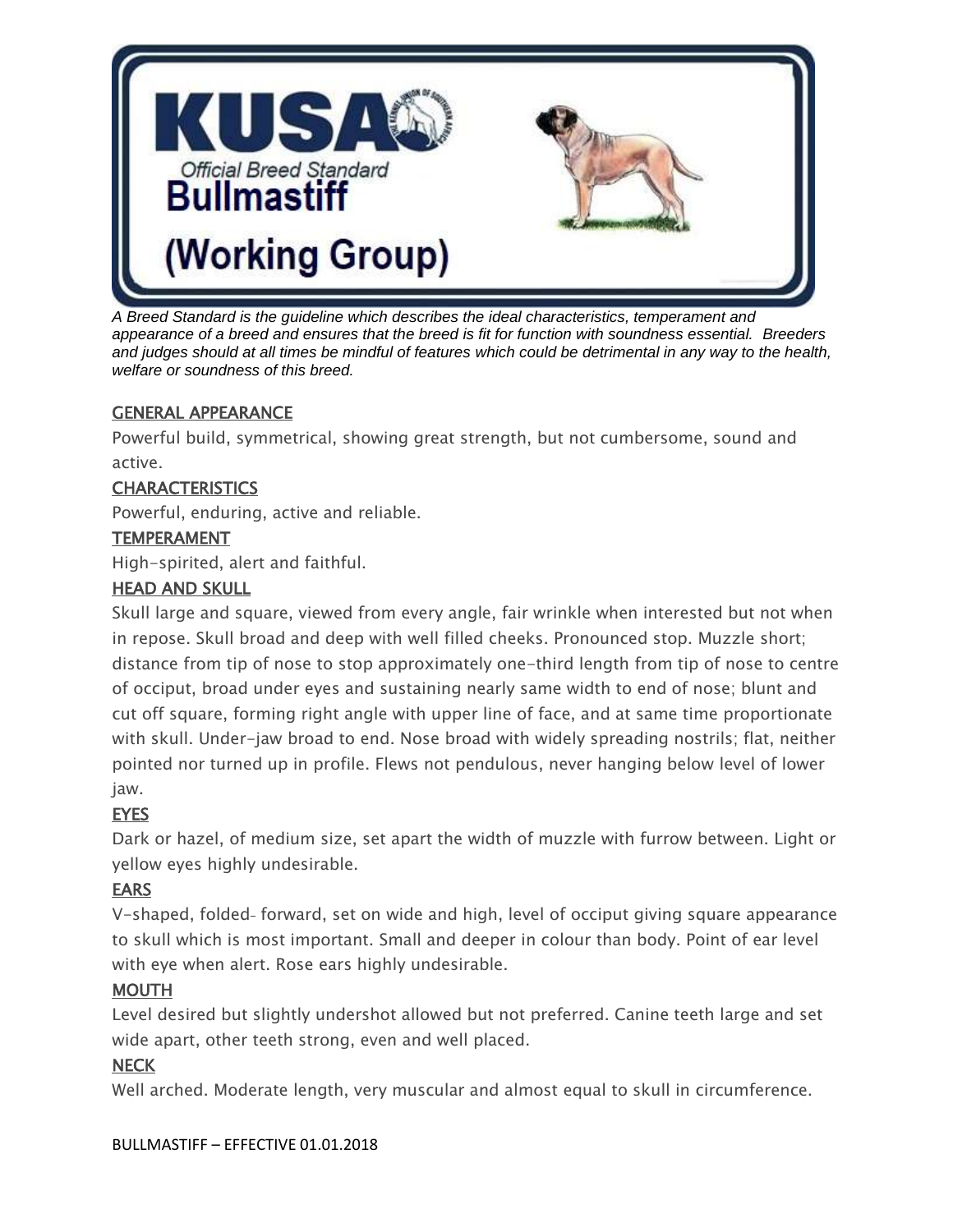# KUSA

Official Breed Standard

# Bullmastiff

# (Working Group)

*A Breed Standard is the guideline which describes the ideal characteristics, temperament and appearance of a breed and ensures that the breed is fit for function with soundness essential. Breeders and judges should at all times be mindful of features which could be detrimental in any way to the health, welfare or soundness of this breed.*

## GENERAL APPEARANCE

Powerful build, symmetrical, showing great strength, but not cumbersome, sound and active.

## CHARACTERISTICS

Powerful, enduring, active and reliable.

## TEMPERAMENT

High-spirited, alert and faithful.

## HEAD AND SKULL

Skull large and square, viewed from every angle, fair wrinkle when interested but not when in repose. Skull broad and deep with well filled cheeks. Pronounced stop. Muzzle short; distance from tip of nose to stop approximately one-third length from tip of nose to centre of occiput, broad under eyes and sustaining nearly same width to end of nose; blunt and cut off square, forming right angle with upper line of face, and at same time proportionate with skull. Under-jaw broad to end. Nose broad with widely spreading nostrils; flat, neither pointed nor turned up in profile. Flews not pendulous, never hanging below level of lower jaw.

## EYES

Dark or hazel, of medium size, set apart the width of muzzle with furrow between. Light or yellow eyes highly undesirable.

## EARS

V-shaped, folded- forward, set on wide and high, level of occiput giving square appearance to skull which is most important. Small and deeper in colour than body. Point of ear level with eye when alert. Rose ears highly undesirable.

## MOUTH

Level desired but slightly undershot allowed but not preferred. Canine teeth large and set wide apart, other teeth strong, even and well placed.

## NECK

Well arched. Moderate length, very muscular and almost equal to skull in circumference.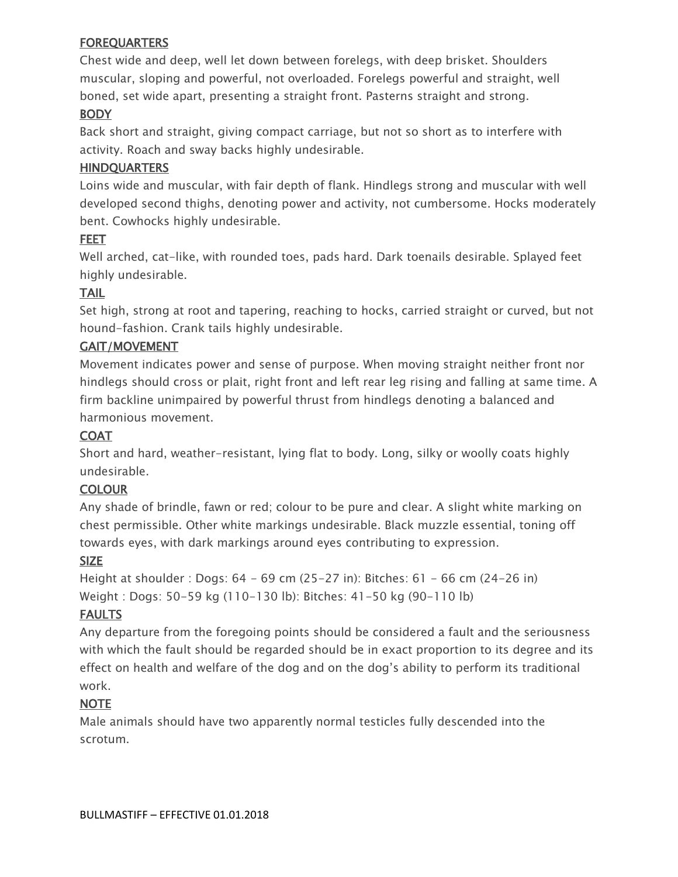## FOREQUARTERS

Chest wide and deep, well let down between forelegs, with deep brisket. Shoulders muscular, sloping and powerful, not overloaded. Forelegs powerful and straight, well boned, set wide apart, presenting a straight front. Pasterns straight and strong.

## BODY

Back short and straight, giving compact carriage, but not so short as to interfere with activity. Roach and sway backs highly undesirable.

## HINDQUARTERS

Loins wide and muscular, with fair depth of flank. Hindlegs strong and muscular with well developed second thighs, denoting power and activity, not cumbersome. Hocks moderately bent. Cowhocks highly undesirable.

## FEET

Well arched, cat-like, with rounded toes, pads hard. Dark toenails desirable. Splayed feet highly undesirable.

## TAIL

Set high, strong at root and tapering, reaching to hocks, carried straight or curved, but not hound-fashion. Crank tails highly undesirable.

## GAIT/MOVEMENT

Movement indicates power and sense of purpose. When moving straight neither front nor hindlegs should cross or plait, right front and left rear leg rising and falling at same time. A firm backline unimpaired by powerful thrust from hindlegs denoting a balanced and harmonious movement.

## COAT

Short and hard, weather-resistant, lying flat to body. Long, silky or woolly coats highly undesirable.

## COLOUR

Any shade of brindle, fawn or red; colour to be pure and clear. A slight white marking on chest permissible. Other white markings undesirable. Black muzzle essential, toning off towards eyes, with dark markings around eyes contributing to expression.

## SIZE

Height at shoulder : Dogs: 64 - 69 cm (25-27 in): Bitches: 61 - 66 cm (24-26 in)
Weight : Dogs: 50-59 kg (110-130 lb): Bitches: 41-50 kg (90-110 lb)

## FAULTS

Any departure from the foregoing points should be considered a fault and the seriousness with which the fault should be regarded should be in exact proportion to its degree and its effect on health and welfare of the dog and on the dog's ability to perform its traditional work.

## NOTE

Male animals should have two apparently normal testicles fully descended into the scrotum.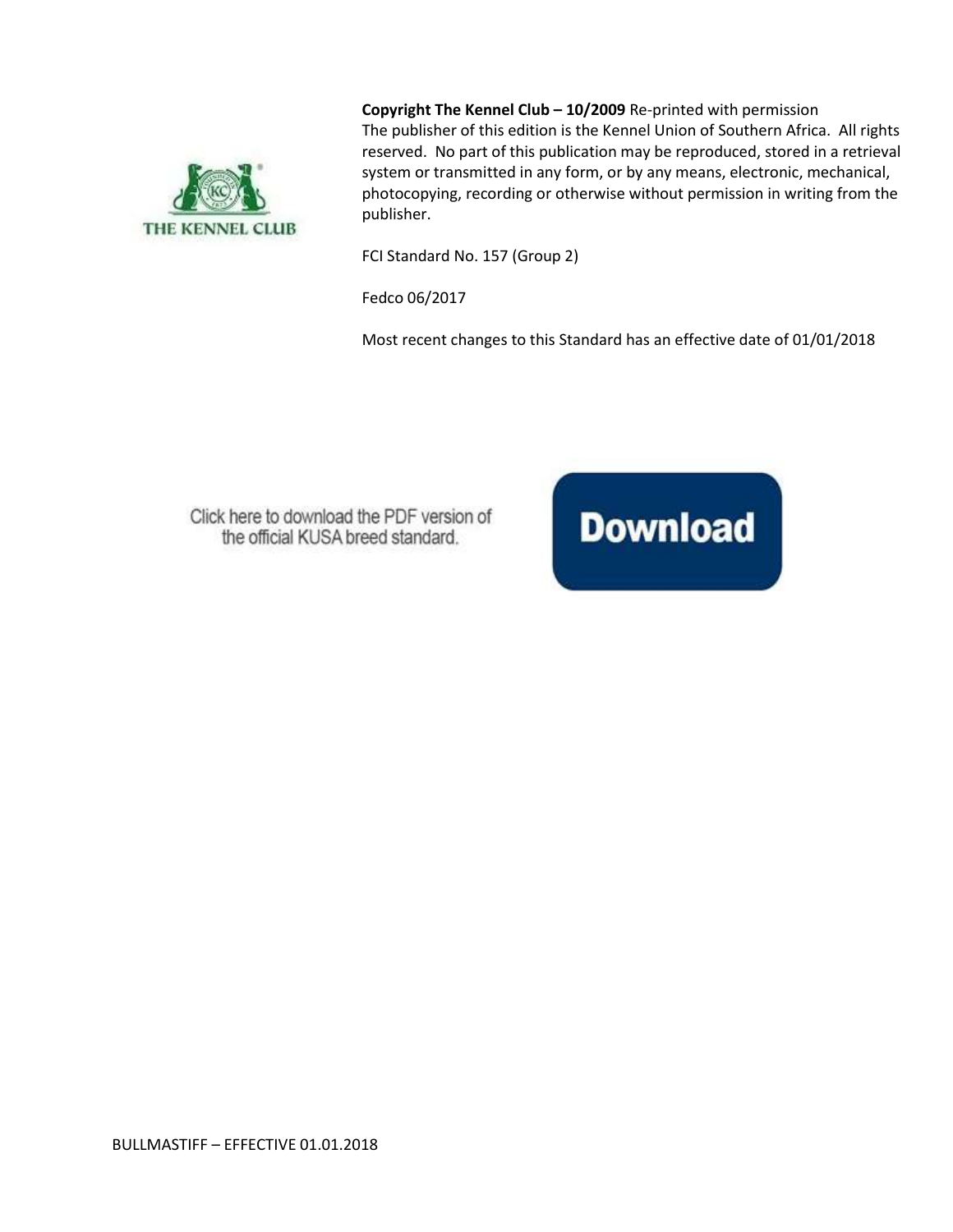THE KENNEL CLUB

**Copyright The Kennel Club – 10/2009** Re-printed with permission
The publisher of this edition is the Kennel Union of Southern Africa. All rights reserved. No part of this publication may be reproduced, stored in a retrieval system or transmitted in any form, or by any means, electronic, mechanical, photocopying, recording or otherwise without permission in writing from the publisher.

FCI Standard No. 157 (Group 2)

Fedco 06/2017

Most recent changes to this Standard has an effective date of 01/01/2018

Click here to download the PDF version of the official KUSA breed standard.

Download